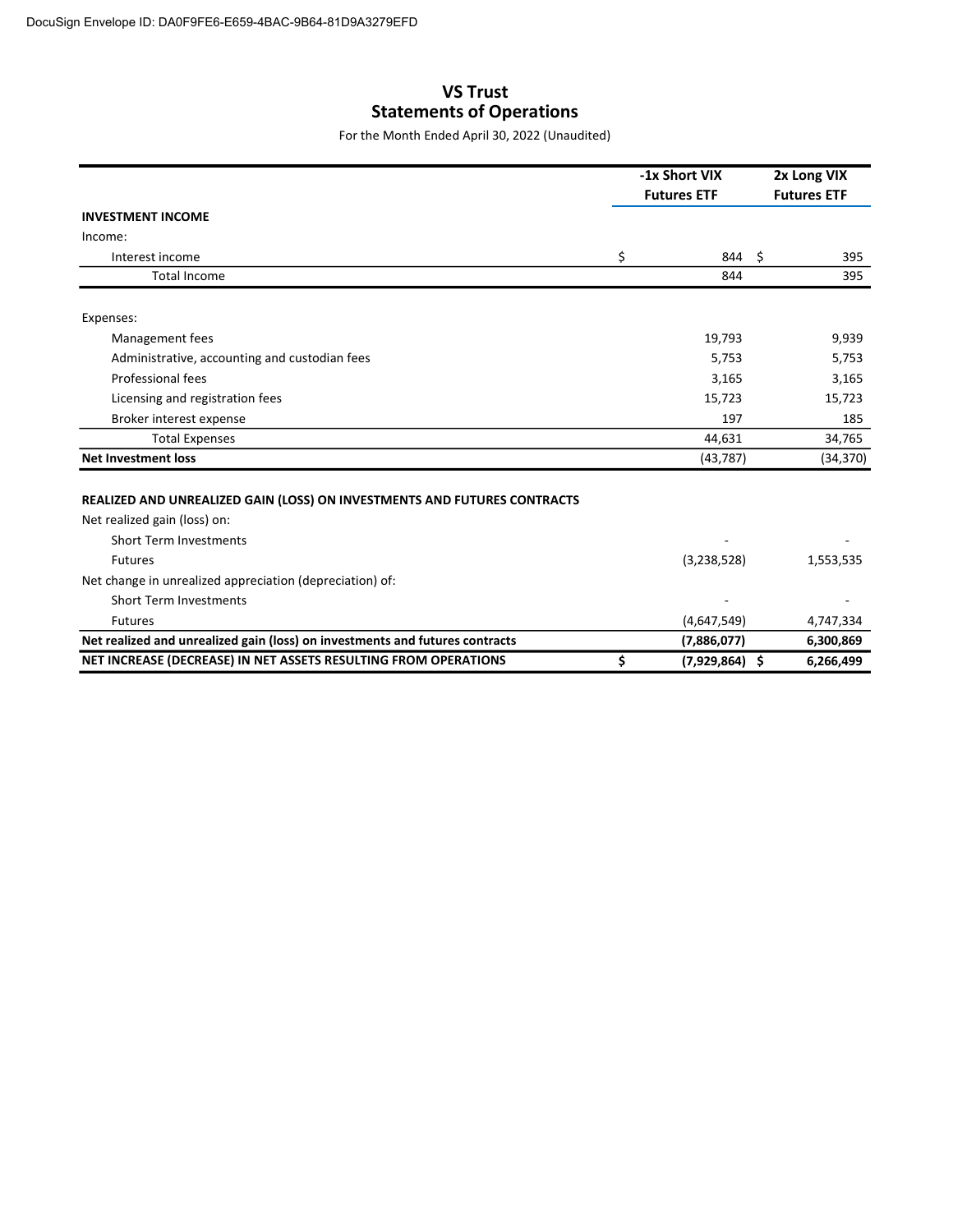DocuSign Envelope ID: DA0F9FE6-E659-4BAC-9B64-81D9A3279EFD

# VS Trust
## Statements of Operations

For the Month Ended April 30, 2022 (Unaudited)

| | -1x Short VIX Futures ETF | 2x Long VIX Futures ETF |
|---|---|---|
| **INVESTMENT INCOME** | | |
| Income: | | |
| Interest income | $ 844 | $ 395 |
| Total Income | 844 | 395 |
| | | |
| Expenses: | | |
| Management fees | 19,793 | 9,939 |
| Administrative, accounting and custodian fees | 5,753 | 5,753 |
| Professional fees | 3,165 | 3,165 |
| Licensing and registration fees | 15,723 | 15,723 |
| Broker interest expense | 197 | 185 |
| Total Expenses | 44,631 | 34,765 |
| **Net Investment loss** | (43,787) | (34,370) |
| | | |
| **REALIZED AND UNREALIZED GAIN (LOSS) ON INVESTMENTS AND FUTURES CONTRACTS** | | |
| Net realized gain (loss) on: | | |
| Short Term Investments | - | - |
| Futures | (3,238,528) | 1,553,535 |
| Net change in unrealized appreciation (depreciation) of: | | |
| Short Term Investments | - | - |
| Futures | (4,647,549) | 4,747,334 |
| **Net realized and unrealized gain (loss) on investments and futures contracts** | **(7,886,077)** | **6,300,869** |
| **NET INCREASE (DECREASE) IN NET ASSETS RESULTING FROM OPERATIONS** | **$ (7,929,864)** | **$ 6,266,499** |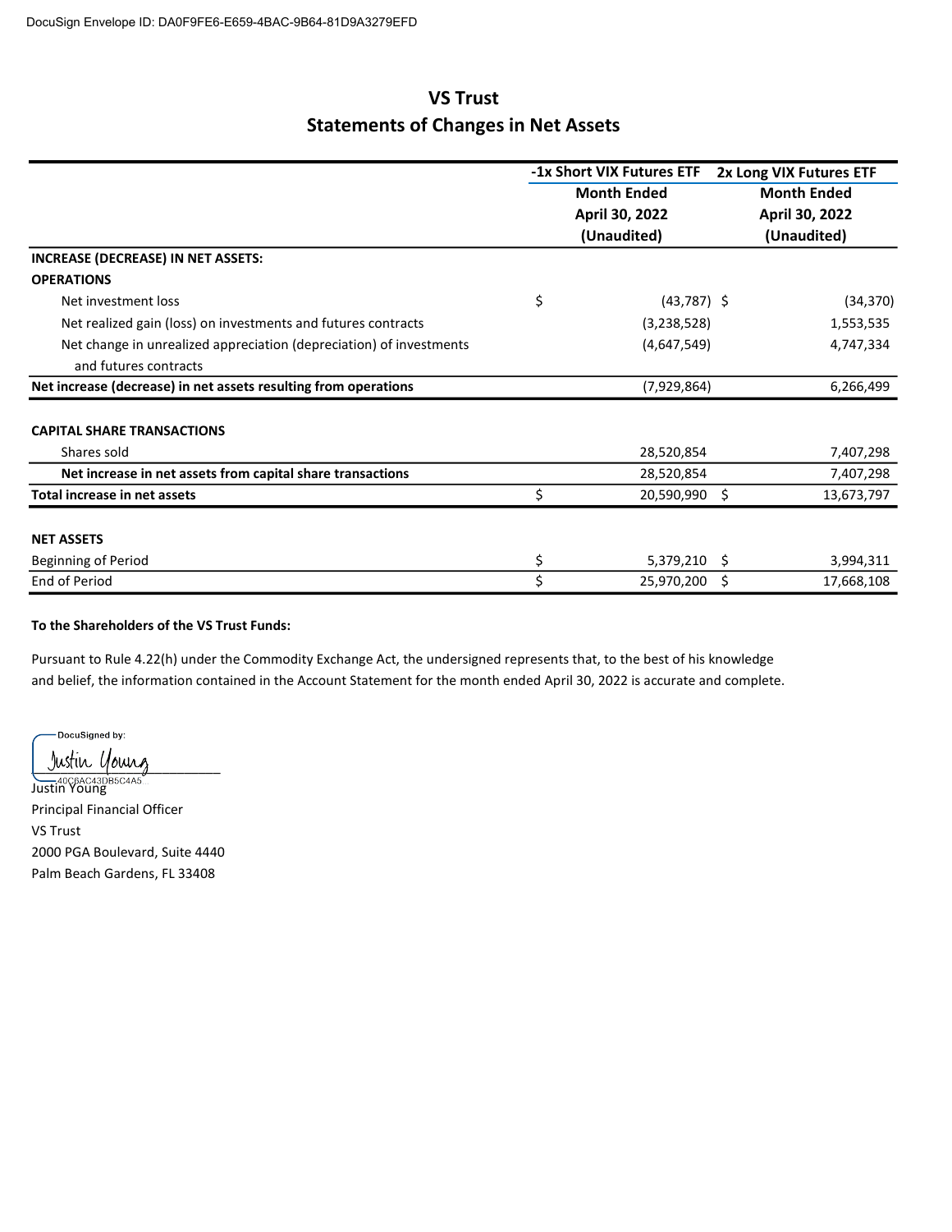DocuSign Envelope ID: DA0F9FE6-E659-4BAC-9B64-81D9A3279EFD

# VS Trust
## Statements of Changes in Net Assets

| | -1x Short VIX Futures ETF Month Ended April 30, 2022 (Unaudited) | 2x Long VIX Futures ETF Month Ended April 30, 2022 (Unaudited) |
|---|---|---|
| **INCREASE (DECREASE) IN NET ASSETS:** | | |
| **OPERATIONS** | | |
| Net investment loss | $ (43,787) | $ (34,370) |
| Net realized gain (loss) on investments and futures contracts | (3,238,528) | 1,553,535 |
| Net change in unrealized appreciation (depreciation) of investments and futures contracts | (4,647,549) | 4,747,334 |
| **Net increase (decrease) in net assets resulting from operations** | (7,929,864) | 6,266,499 |
| | | |
| **CAPITAL SHARE TRANSACTIONS** | | |
| Shares sold | 28,520,854 | 7,407,298 |
| **Net increase in net assets from capital share transactions** | 28,520,854 | 7,407,298 |
| **Total increase in net assets** | $ 20,590,990 | $ 13,673,797 |
| | | |
| **NET ASSETS** | | |
| Beginning of Period | $ 5,379,210 | $ 3,994,311 |
| End of Period | $ 25,970,200 | $ 17,668,108 |

**To the Shareholders of the VS Trust Funds:**

Pursuant to Rule 4.22(h) under the Commodity Exchange Act, the undersigned represents that, to the best of his knowledge and belief, the information contained in the Account Statement for the month ended April 30, 2022 is accurate and complete.

DocuSigned by:
Justin Young
40C6AC43DB5C4A5...

Justin Young
Principal Financial Officer
VS Trust
2000 PGA Boulevard, Suite 4440
Palm Beach Gardens, FL 33408